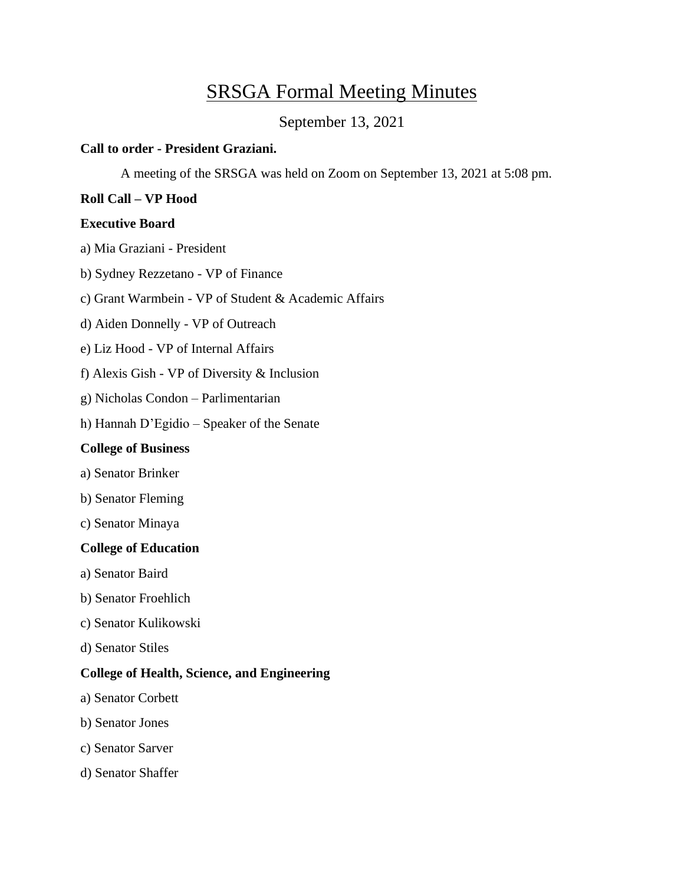# SRSGA Formal Meeting Minutes

September 13, 2021

**Call to order - President Graziani.**

A meeting of the SRSGA was held on Zoom on September 13, 2021 at 5:08 pm.

**Roll Call – VP Hood**

**Executive Board**

a) Mia Graziani - President

b) Sydney Rezzetano - VP of Finance

c) Grant Warmbein - VP of Student & Academic Affairs

d) Aiden Donnelly - VP of Outreach

e) Liz Hood - VP of Internal Affairs

f) Alexis Gish - VP of Diversity & Inclusion

g) Nicholas Condon – Parlimentarian

h) Hannah D'Egidio – Speaker of the Senate

**College of Business**

a) Senator Brinker

b) Senator Fleming

c) Senator Minaya

**College of Education**

a) Senator Baird

b) Senator Froehlich

c) Senator Kulikowski

d) Senator Stiles

**College of Health, Science, and Engineering**

a) Senator Corbett

b) Senator Jones

c) Senator Sarver

d) Senator Shaffer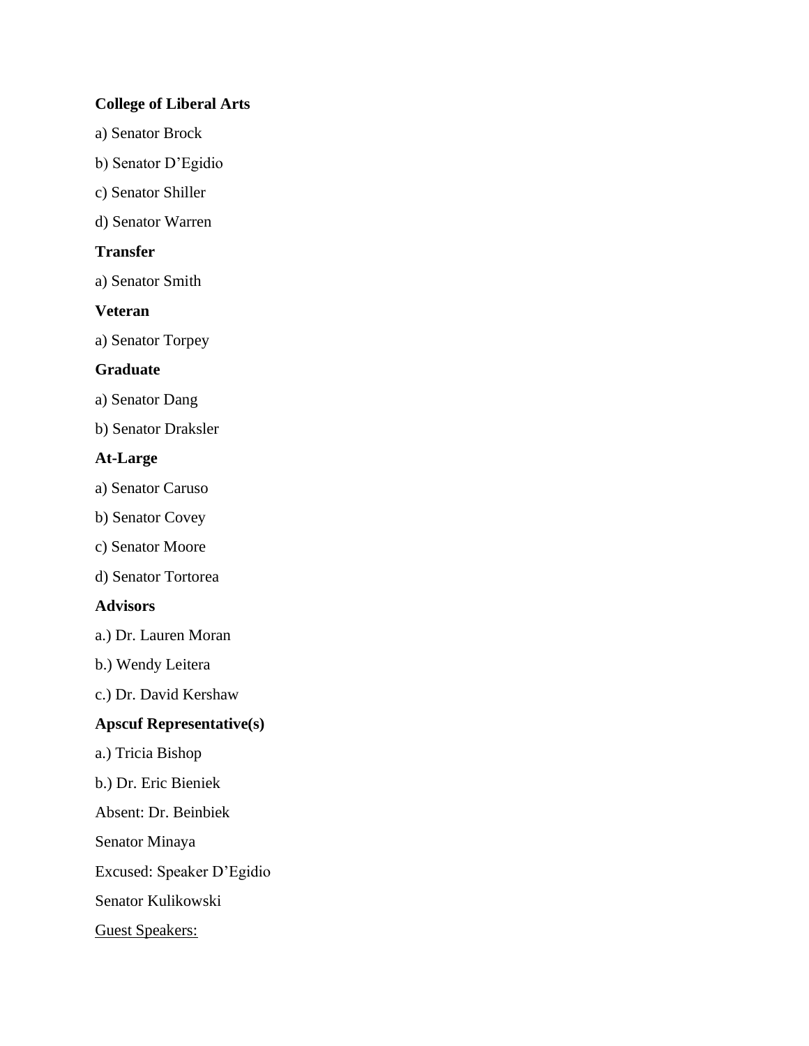**College of Liberal Arts**

a) Senator Brock

b) Senator D'Egidio

c) Senator Shiller

d) Senator Warren

**Transfer**

a) Senator Smith

**Veteran**

a) Senator Torpey

**Graduate**

a) Senator Dang

b) Senator Draksler

**At-Large**

a) Senator Caruso

b) Senator Covey

c) Senator Moore

d) Senator Tortorea

**Advisors**

a.) Dr. Lauren Moran

b.) Wendy Leitera

c.) Dr. David Kershaw

**Apscuf Representative(s)**

a.) Tricia Bishop

b.) Dr. Eric Bieniek

Absent: Dr. Beinbiek

Senator Minaya

Excused: Speaker D'Egidio

Senator Kulikowski

<u>Guest Speakers:</u>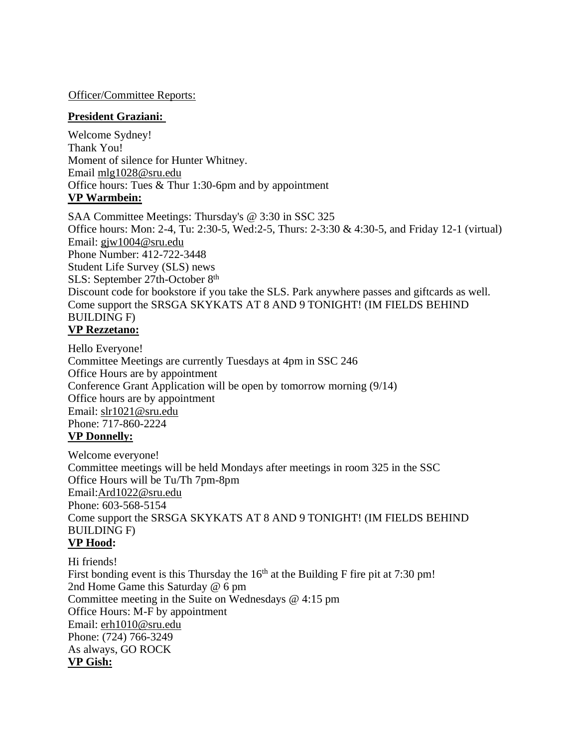Officer/Committee Reports:

**President Graziani:**

Welcome Sydney!
Thank You!
Moment of silence for Hunter Whitney.
Email mlg1028@sru.edu
Office hours: Tues & Thur 1:30-6pm and by appointment

**VP Warmbein:**

SAA Committee Meetings: Thursday's @ 3:30 in SSC 325
Office hours: Mon: 2-4, Tu: 2:30-5, Wed:2-5, Thurs: 2-3:30 & 4:30-5, and Friday 12-1 (virtual)
Email: gjw1004@sru.edu
Phone Number: 412-722-3448
Student Life Survey (SLS) news
SLS: September 27th-October 8th
Discount code for bookstore if you take the SLS. Park anywhere passes and giftcards as well.
Come support the SRSGA SKYKATS AT 8 AND 9 TONIGHT! (IM FIELDS BEHIND BUILDING F)

**VP Rezzetano:**

Hello Everyone!
Committee Meetings are currently Tuesdays at 4pm in SSC 246
Office Hours are by appointment
Conference Grant Application will be open by tomorrow morning (9/14)
Office hours are by appointment
Email: slr1021@sru.edu
Phone: 717-860-2224

**VP Donnelly:**

Welcome everyone!
Committee meetings will be held Mondays after meetings in room 325 in the SSC
Office Hours will be Tu/Th 7pm-8pm
Email:Ard1022@sru.edu
Phone: 603-568-5154
Come support the SRSGA SKYKATS AT 8 AND 9 TONIGHT! (IM FIELDS BEHIND BUILDING F)

**VP Hood:**

Hi friends!
First bonding event is this Thursday the 16th at the Building F fire pit at 7:30 pm!
2nd Home Game this Saturday @ 6 pm
Committee meeting in the Suite on Wednesdays @ 4:15 pm
Office Hours: M-F by appointment
Email: erh1010@sru.edu
Phone: (724) 766-3249
As always, GO ROCK

**VP Gish:**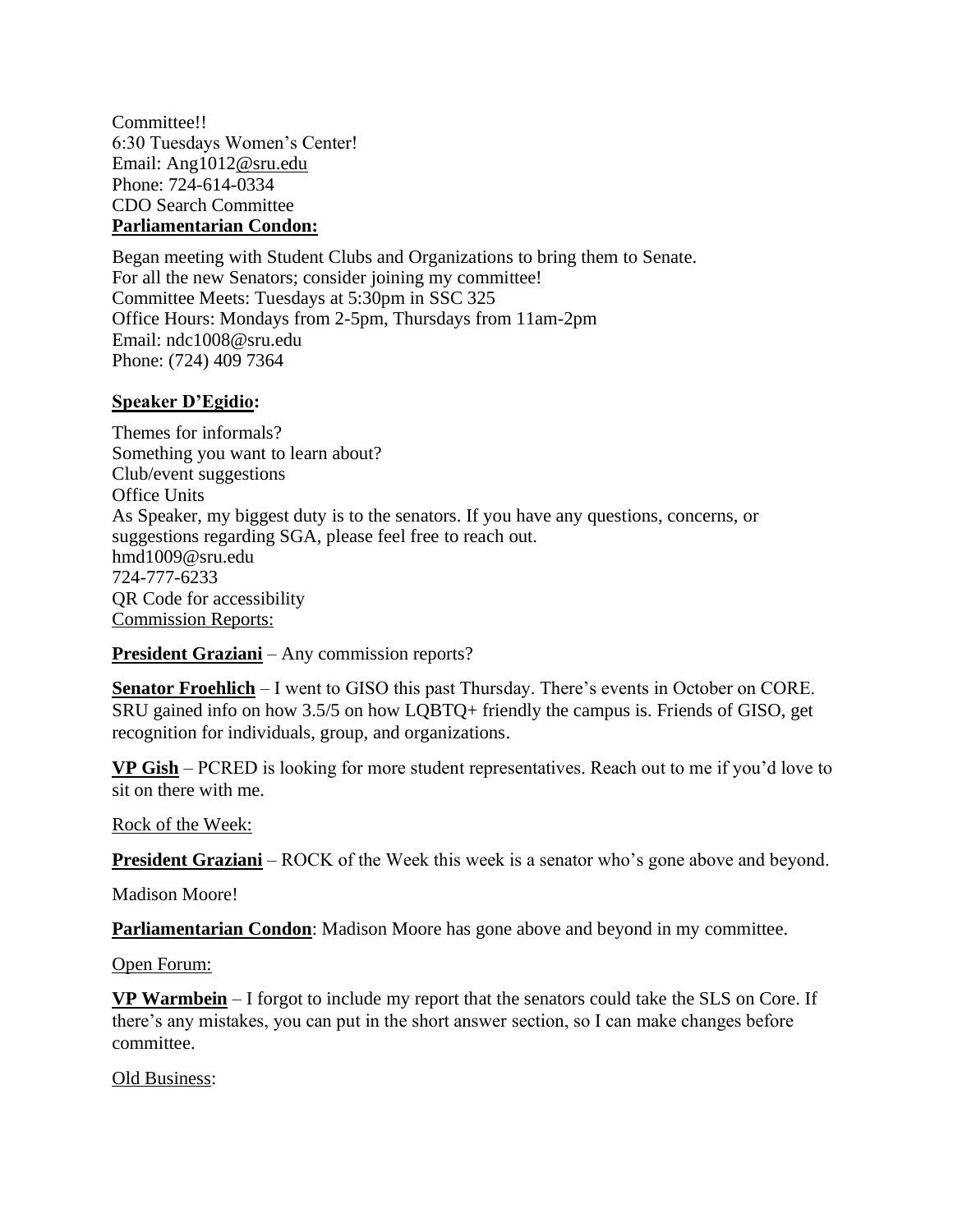Committee!!
6:30 Tuesdays Women's Center!
Email: Ang1012@sru.edu
Phone: 724-614-0334
CDO Search Committee

**Parliamentarian Condon:**

Began meeting with Student Clubs and Organizations to bring them to Senate.
For all the new Senators; consider joining my committee!
Committee Meets: Tuesdays at 5:30pm in SSC 325
Office Hours: Mondays from 2-5pm, Thursdays from 11am-2pm
Email: ndc1008@sru.edu
Phone: (724) 409 7364

**Speaker D'Egidio:**

Themes for informals?
Something you want to learn about?
Club/event suggestions
Office Units
As Speaker, my biggest duty is to the senators. If you have any questions, concerns, or suggestions regarding SGA, please feel free to reach out.
hmd1009@sru.edu
724-777-6233
QR Code for accessibility

Commission Reports:

**President Graziani** – Any commission reports?

**Senator Froehlich** – I went to GISO this past Thursday. There's events in October on CORE. SRU gained info on how 3.5/5 on how LQBTQ+ friendly the campus is. Friends of GISO, get recognition for individuals, group, and organizations.

**VP Gish** – PCRED is looking for more student representatives. Reach out to me if you'd love to sit on there with me.

Rock of the Week:

**President Graziani** – ROCK of the Week this week is a senator who's gone above and beyond.

Madison Moore!

**Parliamentarian Condon**: Madison Moore has gone above and beyond in my committee.

Open Forum:

**VP Warmbein** – I forgot to include my report that the senators could take the SLS on Core. If there's any mistakes, you can put in the short answer section, so I can make changes before committee.

Old Business: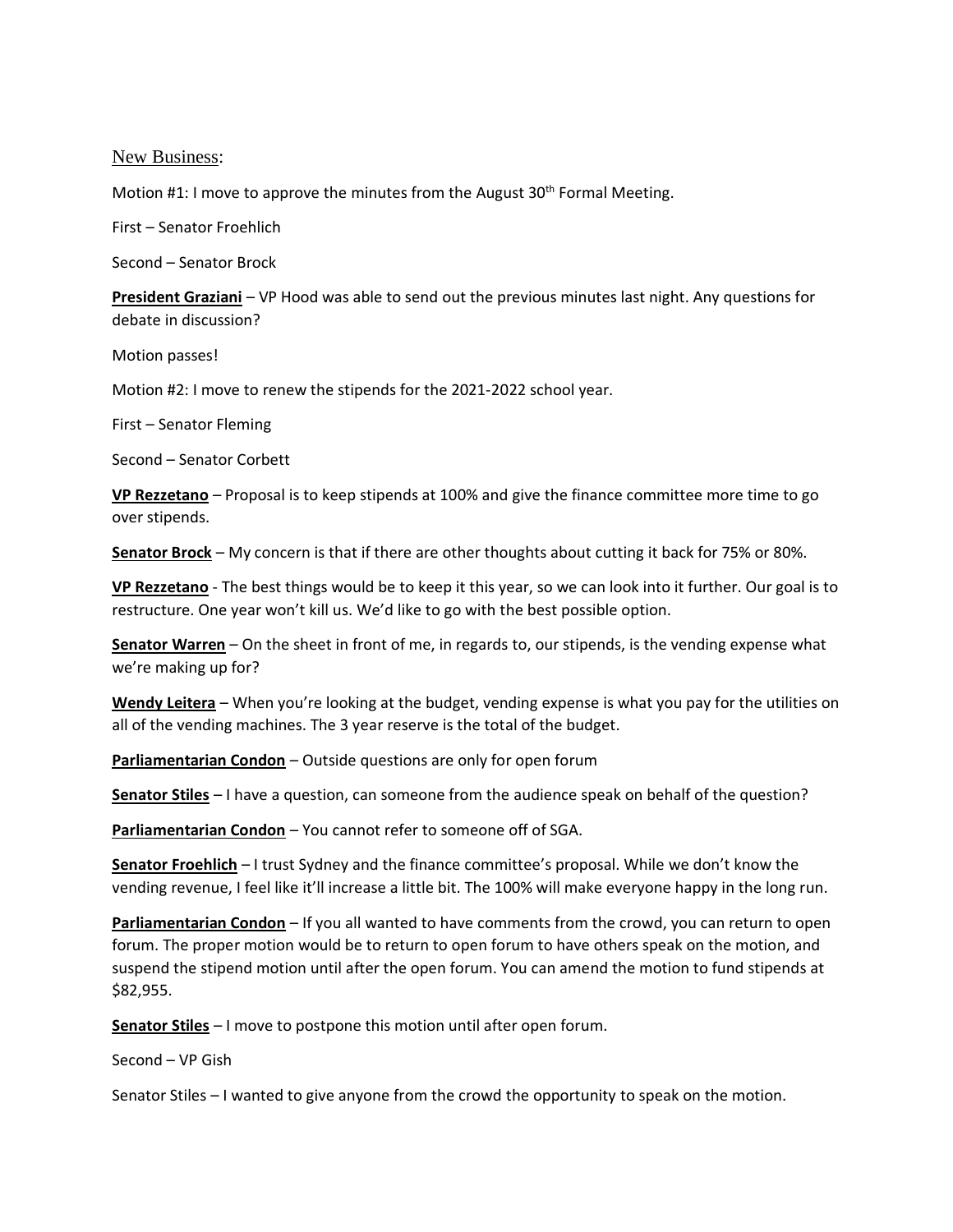## New Business:

Motion #1: I move to approve the minutes from the August 30th Formal Meeting.

First – Senator Froehlich

Second – Senator Brock

**President Graziani** – VP Hood was able to send out the previous minutes last night. Any questions for debate in discussion?

Motion passes!

Motion #2: I move to renew the stipends for the 2021-2022 school year.

First – Senator Fleming

Second – Senator Corbett

**VP Rezzetano** – Proposal is to keep stipends at 100% and give the finance committee more time to go over stipends.

**Senator Brock** – My concern is that if there are other thoughts about cutting it back for 75% or 80%.

**VP Rezzetano** - The best things would be to keep it this year, so we can look into it further. Our goal is to restructure. One year won't kill us. We'd like to go with the best possible option.

**Senator Warren** – On the sheet in front of me, in regards to, our stipends, is the vending expense what we're making up for?

**Wendy Leitera** – When you're looking at the budget, vending expense is what you pay for the utilities on all of the vending machines. The 3 year reserve is the total of the budget.

**Parliamentarian Condon** – Outside questions are only for open forum

**Senator Stiles** – I have a question, can someone from the audience speak on behalf of the question?

**Parliamentarian Condon** – You cannot refer to someone off of SGA.

**Senator Froehlich** – I trust Sydney and the finance committee's proposal. While we don't know the vending revenue, I feel like it'll increase a little bit. The 100% will make everyone happy in the long run.

**Parliamentarian Condon** – If you all wanted to have comments from the crowd, you can return to open forum. The proper motion would be to return to open forum to have others speak on the motion, and suspend the stipend motion until after the open forum. You can amend the motion to fund stipends at $82,955.

**Senator Stiles** – I move to postpone this motion until after open forum.

Second – VP Gish

Senator Stiles – I wanted to give anyone from the crowd the opportunity to speak on the motion.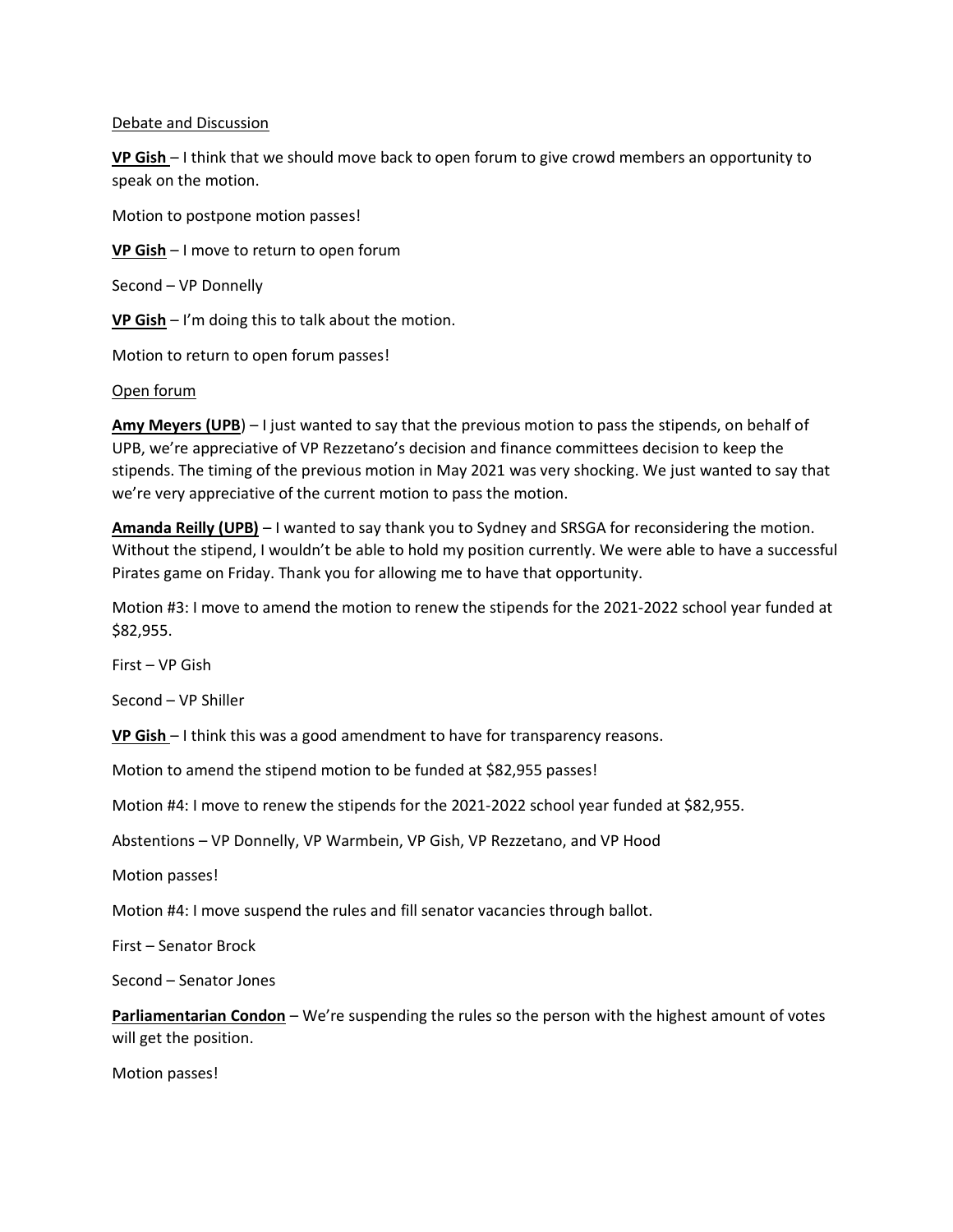Debate and Discussion

**VP Gish** – I think that we should move back to open forum to give crowd members an opportunity to speak on the motion.

Motion to postpone motion passes!

**VP Gish** – I move to return to open forum

Second – VP Donnelly

**VP Gish** – I'm doing this to talk about the motion.

Motion to return to open forum passes!

Open forum

**Amy Meyers (UPB**) – I just wanted to say that the previous motion to pass the stipends, on behalf of UPB, we're appreciative of VP Rezzetano's decision and finance committees decision to keep the stipends. The timing of the previous motion in May 2021 was very shocking. We just wanted to say that we're very appreciative of the current motion to pass the motion.

**Amanda Reilly (UPB)** – I wanted to say thank you to Sydney and SRSGA for reconsidering the motion. Without the stipend, I wouldn't be able to hold my position currently. We were able to have a successful Pirates game on Friday. Thank you for allowing me to have that opportunity.

Motion #3: I move to amend the motion to renew the stipends for the 2021-2022 school year funded at $82,955.

First – VP Gish

Second – VP Shiller

**VP Gish** – I think this was a good amendment to have for transparency reasons.

Motion to amend the stipend motion to be funded at $82,955 passes!

Motion #4: I move to renew the stipends for the 2021-2022 school year funded at $82,955.

Abstentions – VP Donnelly, VP Warmbein, VP Gish, VP Rezzetano, and VP Hood

Motion passes!

Motion #4: I move suspend the rules and fill senator vacancies through ballot.

First – Senator Brock

Second – Senator Jones

**Parliamentarian Condon** – We're suspending the rules so the person with the highest amount of votes will get the position.

Motion passes!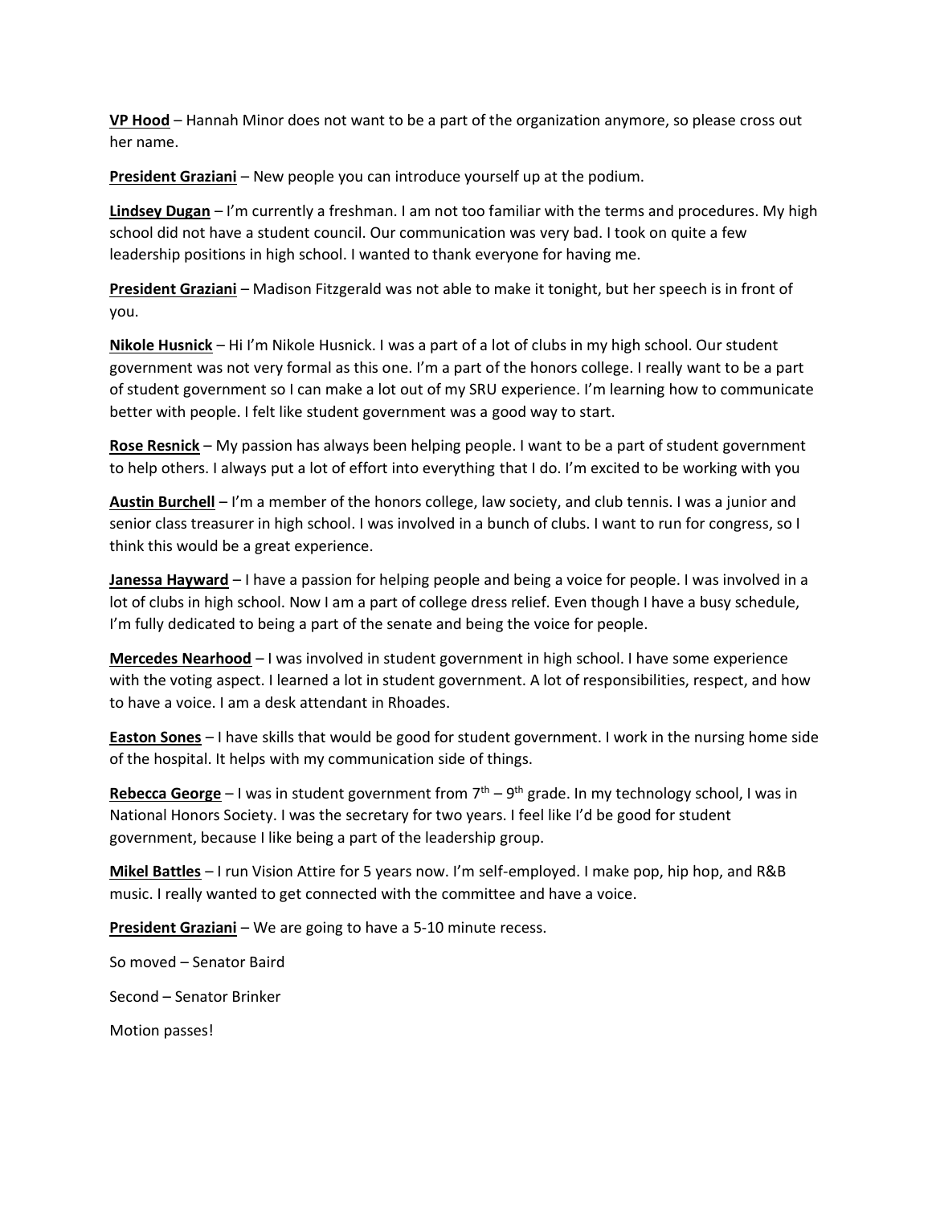**VP Hood** – Hannah Minor does not want to be a part of the organization anymore, so please cross out her name.

**President Graziani** – New people you can introduce yourself up at the podium.

**Lindsey Dugan** – I'm currently a freshman. I am not too familiar with the terms and procedures. My high school did not have a student council. Our communication was very bad. I took on quite a few leadership positions in high school. I wanted to thank everyone for having me.

**President Graziani** – Madison Fitzgerald was not able to make it tonight, but her speech is in front of you.

**Nikole Husnick** – Hi I'm Nikole Husnick. I was a part of a lot of clubs in my high school. Our student government was not very formal as this one. I'm a part of the honors college. I really want to be a part of student government so I can make a lot out of my SRU experience. I'm learning how to communicate better with people. I felt like student government was a good way to start.

**Rose Resnick** – My passion has always been helping people. I want to be a part of student government to help others. I always put a lot of effort into everything that I do. I'm excited to be working with you

**Austin Burchell** – I'm a member of the honors college, law society, and club tennis. I was a junior and senior class treasurer in high school. I was involved in a bunch of clubs. I want to run for congress, so I think this would be a great experience.

**Janessa Hayward** – I have a passion for helping people and being a voice for people. I was involved in a lot of clubs in high school. Now I am a part of college dress relief. Even though I have a busy schedule, I'm fully dedicated to being a part of the senate and being the voice for people.

**Mercedes Nearhood** – I was involved in student government in high school. I have some experience with the voting aspect. I learned a lot in student government. A lot of responsibilities, respect, and how to have a voice. I am a desk attendant in Rhoades.

**Easton Sones** – I have skills that would be good for student government. I work in the nursing home side of the hospital. It helps with my communication side of things.

**Rebecca George** – I was in student government from 7th – 9th grade. In my technology school, I was in National Honors Society. I was the secretary for two years. I feel like I'd be good for student government, because I like being a part of the leadership group.

**Mikel Battles** – I run Vision Attire for 5 years now. I'm self-employed. I make pop, hip hop, and R&B music. I really wanted to get connected with the committee and have a voice.

**President Graziani** – We are going to have a 5-10 minute recess.

So moved – Senator Baird

Second – Senator Brinker

Motion passes!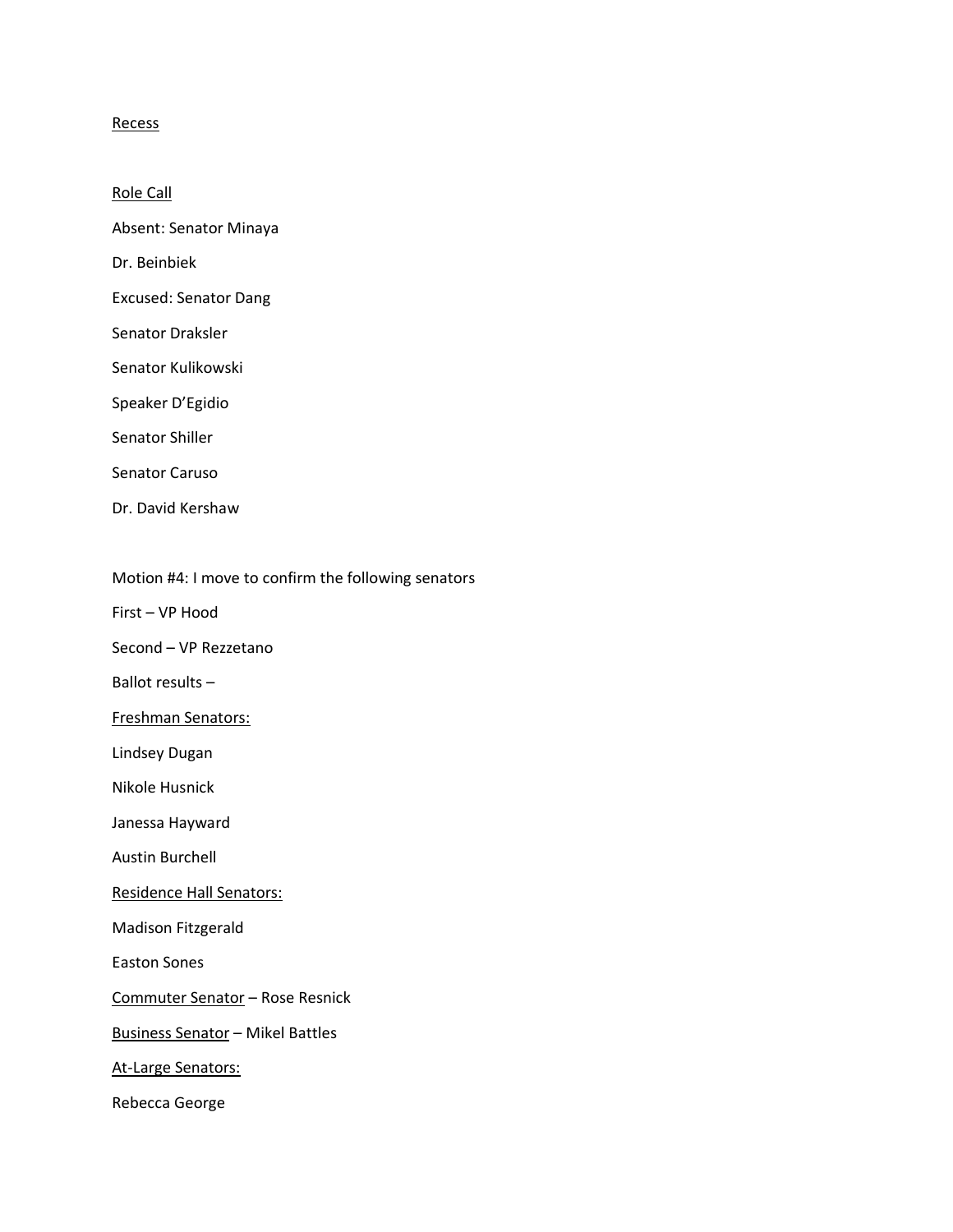<u>Recess</u>

<u>Role Call</u>

Absent: Senator Minaya

Dr. Beinbiek

Excused: Senator Dang

Senator Draksler

Senator Kulikowski

Speaker D'Egidio

Senator Shiller

Senator Caruso

Dr. David Kershaw

Motion #4: I move to confirm the following senators

First – VP Hood

Second – VP Rezzetano

Ballot results –

<u>Freshman Senators:</u>

Lindsey Dugan

Nikole Husnick

Janessa Hayward

Austin Burchell

<u>Residence Hall Senators:</u>

Madison Fitzgerald

Easton Sones

<u>Commuter Senator</u> – Rose Resnick

<u>Business Senator</u> – Mikel Battles

<u>At-Large Senators:</u>

Rebecca George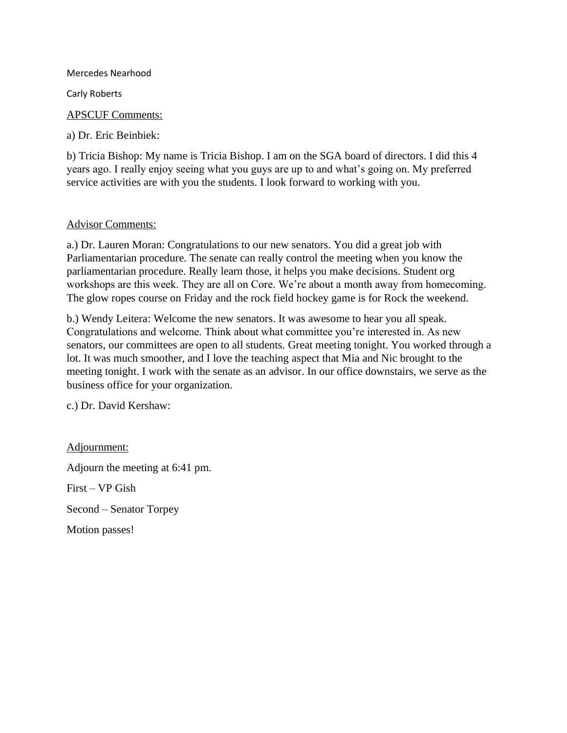Mercedes Nearhood

Carly Roberts

APSCUF Comments:

a) Dr. Eric Beinbiek:

b) Tricia Bishop: My name is Tricia Bishop. I am on the SGA board of directors. I did this 4 years ago. I really enjoy seeing what you guys are up to and what's going on. My preferred service activities are with you the students. I look forward to working with you.

Advisor Comments:

a.) Dr. Lauren Moran: Congratulations to our new senators. You did a great job with Parliamentarian procedure. The senate can really control the meeting when you know the parliamentarian procedure. Really learn those, it helps you make decisions. Student org workshops are this week. They are all on Core. We're about a month away from homecoming. The glow ropes course on Friday and the rock field hockey game is for Rock the weekend.

b.) Wendy Leitera: Welcome the new senators. It was awesome to hear you all speak. Congratulations and welcome. Think about what committee you're interested in. As new senators, our committees are open to all students. Great meeting tonight. You worked through a lot. It was much smoother, and I love the teaching aspect that Mia and Nic brought to the meeting tonight. I work with the senate as an advisor. In our office downstairs, we serve as the business office for your organization.

c.) Dr. David Kershaw:

Adjournment:

Adjourn the meeting at 6:41 pm.

First – VP Gish

Second – Senator Torpey

Motion passes!